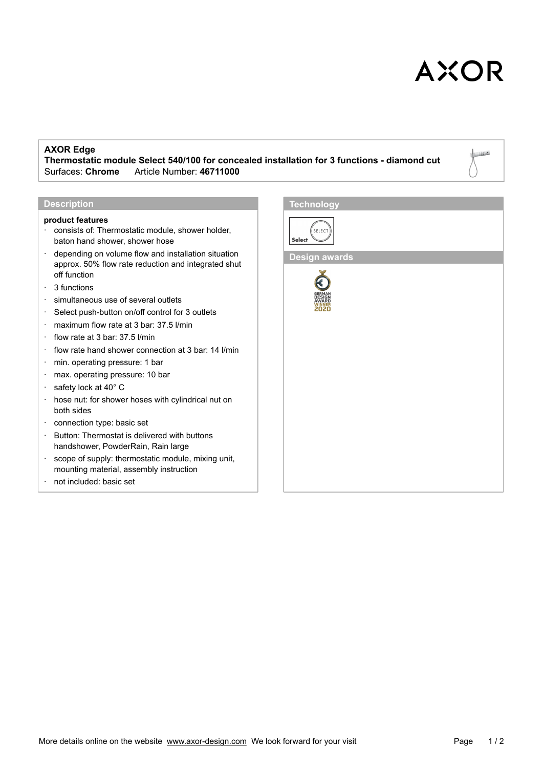**AXOR Edge**
**Thermostatic module Select 540/100 for concealed installation for 3 functions - diamond cut**
Surfaces: **Chrome** Article Number: **46711000**

## Description

**product features**

- consists of: Thermostatic module, shower holder, baton hand shower, shower hose
- depending on volume flow and installation situation approx. 50% flow rate reduction and integrated shut off function
- 3 functions
- simultaneous use of several outlets
- Select push-button on/off control for 3 outlets
- maximum flow rate at 3 bar: 37.5 l/min
- flow rate at 3 bar: 37.5 l/min
- flow rate hand shower connection at 3 bar: 14 l/min
- min. operating pressure: 1 bar
- max. operating pressure: 10 bar
- safety lock at 40° C
- hose nut: for shower hoses with cylindrical nut on both sides
- connection type: basic set
- Button: Thermostat is delivered with buttons handshower, PowderRain, Rain large
- scope of supply: thermostatic module, mixing unit, mounting material, assembly instruction
- not included: basic set

## Technology

Select

## Design awards

GERMAN DESIGN AWARD WINNER 2020

More details online on the website www.axor-design.com We look forward for your visit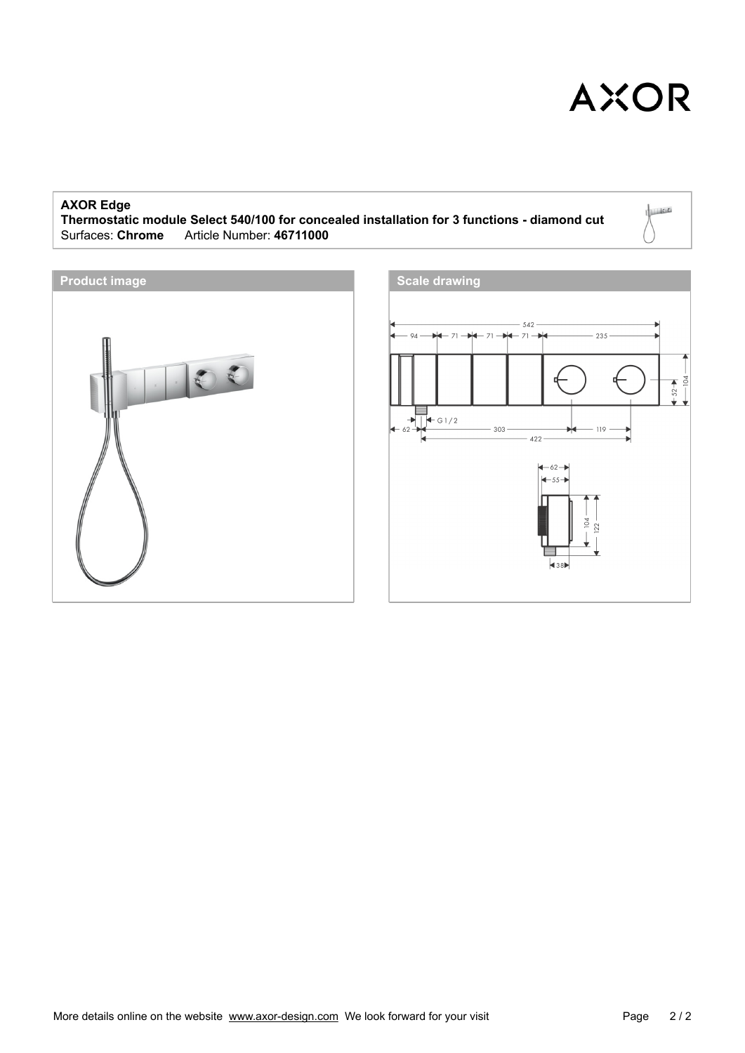**AXOR Edge**

**Thermostatic module Select 540/100 for concealed installation for 3 functions - diamond cut**

Surfaces: **Chrome** Article Number: **46711000**

## Product image

## Scale drawing

542
94
71
71
71
235
104
52
G 1/2
62
303
119
422
62
55
104
122
38